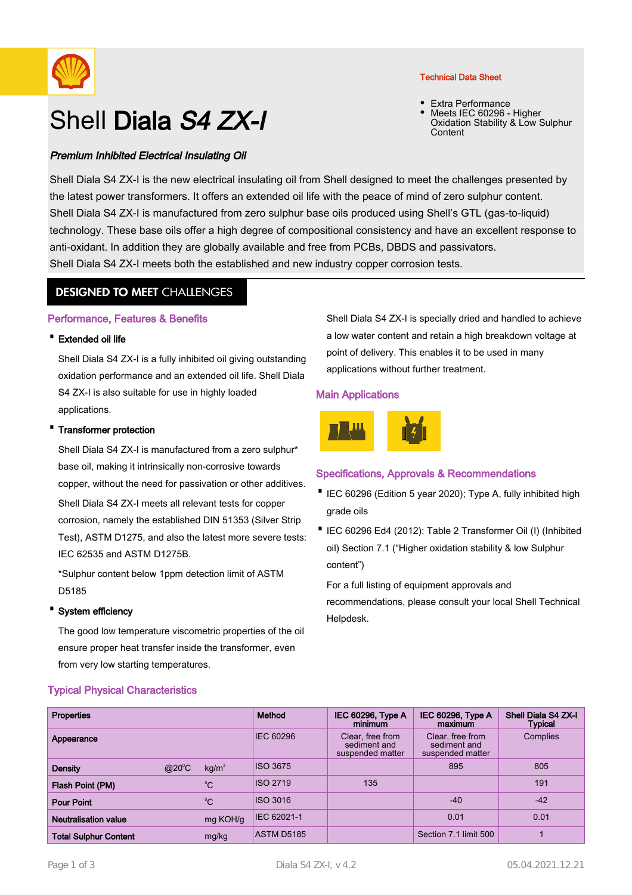Technical Data Sheet

- Extra Performance
- Meets IEC 60296 - Higher Oxidation Stability & Low Sulphur Content

# Shell Diala *S4 ZX-I*

***Premium Inhibited Electrical Insulating Oil***

Shell Diala S4 ZX-I is the new electrical insulating oil from Shell designed to meet the challenges presented by the latest power transformers. It offers an extended oil life with the peace of mind of zero sulphur content. Shell Diala S4 ZX-I is manufactured from zero sulphur base oils produced using Shell's GTL (gas-to-liquid) technology. These base oils offer a high degree of compositional consistency and have an excellent response to anti-oxidant. In addition they are globally available and free from PCBs, DBDS and passivators.
Shell Diala S4 ZX-I meets both the established and new industry copper corrosion tests.

## DESIGNED TO MEET CHALLENGES

### Performance, Features & Benefits

- **Extended oil life**

  Shell Diala S4 ZX-I is a fully inhibited oil giving outstanding oxidation performance and an extended oil life. Shell Diala S4 ZX-I is also suitable for use in highly loaded applications.

- **Transformer protection**

  Shell Diala S4 ZX-I is manufactured from a zero sulphur* base oil, making it intrinsically non-corrosive towards copper, without the need for passivation or other additives.

  Shell Diala S4 ZX-I meets all relevant tests for copper corrosion, namely the established DIN 51353 (Silver Strip Test), ASTM D1275, and also the latest more severe tests: IEC 62535 and ASTM D1275B.

  *Sulphur content below 1ppm detection limit of ASTM D5185

- **System efficiency**

  The good low temperature viscometric properties of the oil ensure proper heat transfer inside the transformer, even from very low starting temperatures.

  Shell Diala S4 ZX-I is specially dried and handled to achieve a low water content and retain a high breakdown voltage at point of delivery. This enables it to be used in many applications without further treatment.

### Main Applications

### Specifications, Approvals & Recommendations

- IEC 60296 (Edition 5 year 2020); Type A, fully inhibited high grade oils
- IEC 60296 Ed4 (2012): Table 2 Transformer Oil (I) (Inhibited oil) Section 7.1 ("Higher oxidation stability & low Sulphur content")

For a full listing of equipment approvals and recommendations, please consult your local Shell Technical Helpdesk.

### Typical Physical Characteristics

| Properties | | | Method | IEC 60296, Type A minimum | IEC 60296, Type A maximum | Shell Diala S4 ZX-I Typical |
|---|---|---|---|---|---|---|
| **Appearance** | | | IEC 60296 | Clear, free from sediment and suspended matter | Clear, free from sediment and suspended matter | Complies |
| **Density** | @20°C | kg/m³ | ISO 3675 | | 895 | 805 |
| **Flash Point (PM)** | | °C | ISO 2719 | 135 | | 191 |
| **Pour Point** | | °C | ISO 3016 | | -40 | -42 |
| **Neutralisation value** | | mg KOH/g | IEC 62021-1 | | 0.01 | 0.01 |
| **Total Sulphur Content** | | mg/kg | ASTM D5185 | | Section 7.1 limit 500 | 1 |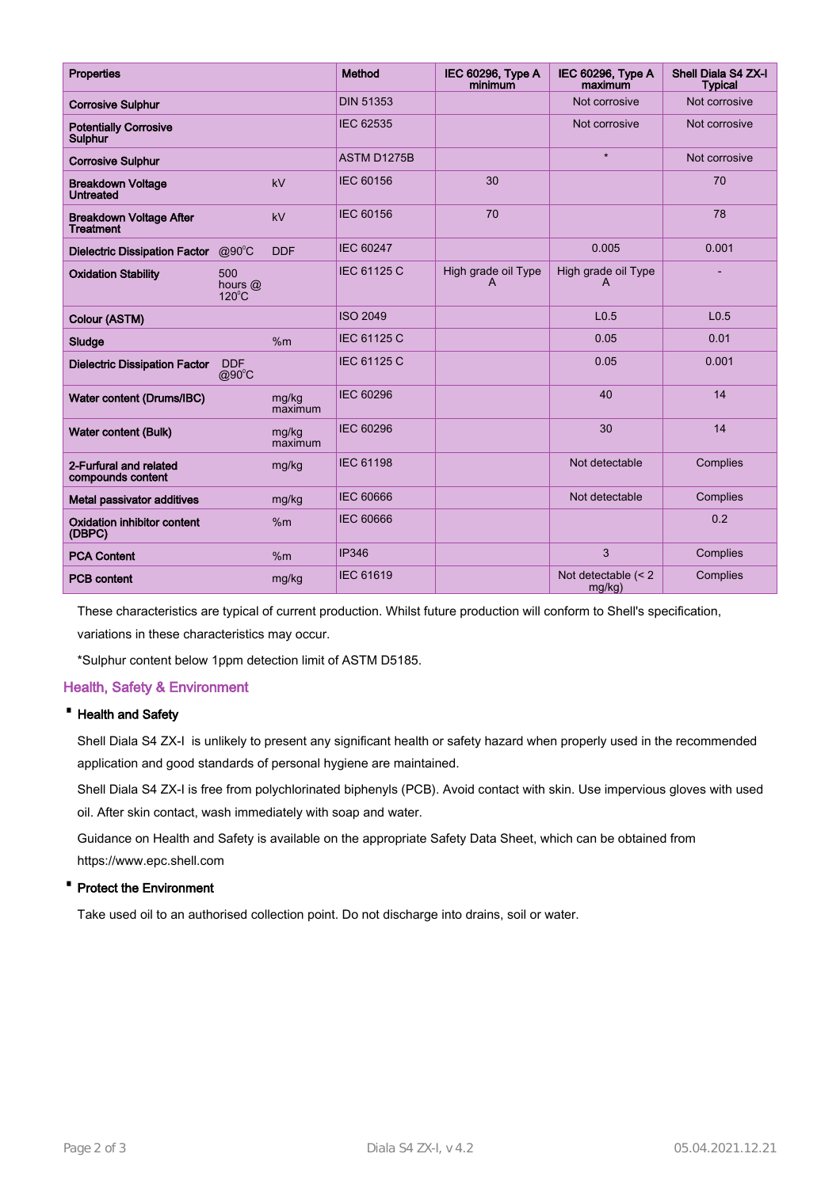| Properties | | | Method | IEC 60296, Type A minimum | IEC 60296, Type A maximum | Shell Diala S4 ZX-I Typical |
|---|---|---|---|---|---|---|
| **Corrosive Sulphur** | | | DIN 51353 | | Not corrosive | Not corrosive |
| **Potentially Corrosive Sulphur** | | | IEC 62535 | | Not corrosive | Not corrosive |
| **Corrosive Sulphur** | | | ASTM D1275B | | * | Not corrosive |
| **Breakdown Voltage Untreated** | | kV | IEC 60156 | 30 | | 70 |
| **Breakdown Voltage After Treatment** | | kV | IEC 60156 | 70 | | 78 |
| **Dielectric Dissipation Factor** | @90°C | DDF | IEC 60247 | | 0.005 | 0.001 |
| **Oxidation Stability** | 500 hours @ 120°C | | IEC 61125 C | High grade oil Type A | High grade oil Type A | - |
| **Colour (ASTM)** | | | ISO 2049 | | L0.5 | L0.5 |
| **Sludge** | | %m | IEC 61125 C | | 0.05 | 0.01 |
| **Dielectric Dissipation Factor** | DDF @90°C | | IEC 61125 C | | 0.05 | 0.001 |
| **Water content (Drums/IBC)** | | mg/kg maximum | IEC 60296 | | 40 | 14 |
| **Water content (Bulk)** | | mg/kg maximum | IEC 60296 | | 30 | 14 |
| **2-Furfural and related compounds content** | | mg/kg | IEC 61198 | | Not detectable | Complies |
| **Metal passivator additives** | | mg/kg | IEC 60666 | | Not detectable | Complies |
| **Oxidation inhibitor content (DBPC)** | | %m | IEC 60666 | | | 0.2 |
| **PCA Content** | | %m | IP346 | | 3 | Complies |
| **PCB content** | | mg/kg | IEC 61619 | | Not detectable (< 2 mg/kg) | Complies |

These characteristics are typical of current production. Whilst future production will conform to Shell's specification, variations in these characteristics may occur.

*Sulphur content below 1ppm detection limit of ASTM D5185.

## Health, Safety & Environment

- **Health and Safety**

Shell Diala S4 ZX-I is unlikely to present any significant health or safety hazard when properly used in the recommended application and good standards of personal hygiene are maintained.

Shell Diala S4 ZX-I is free from polychlorinated biphenyls (PCB). Avoid contact with skin. Use impervious gloves with used oil. After skin contact, wash immediately with soap and water.

Guidance on Health and Safety is available on the appropriate Safety Data Sheet, which can be obtained from https://www.epc.shell.com

- **Protect the Environment**

Take used oil to an authorised collection point. Do not discharge into drains, soil or water.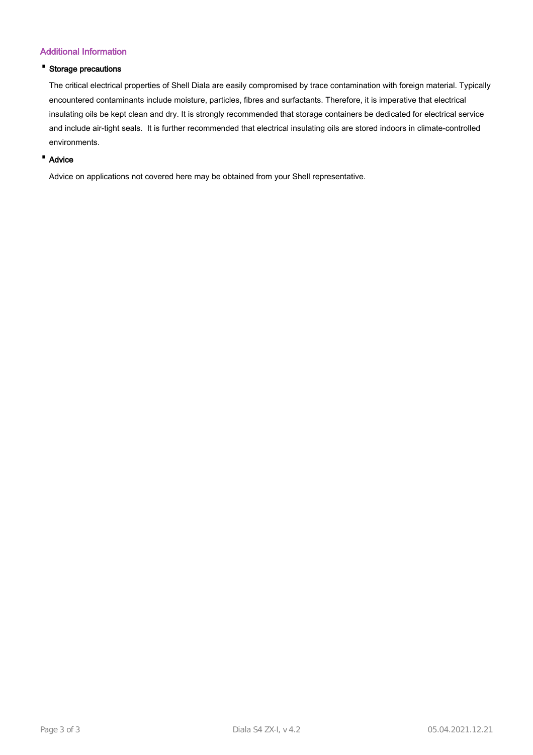## Additional Information

- **Storage precautions**

  The critical electrical properties of Shell Diala are easily compromised by trace contamination with foreign material. Typically encountered contaminants include moisture, particles, fibres and surfactants. Therefore, it is imperative that electrical insulating oils be kept clean and dry. It is strongly recommended that storage containers be dedicated for electrical service and include air-tight seals. It is further recommended that electrical insulating oils are stored indoors in climate-controlled environments.

- **Advice**

  Advice on applications not covered here may be obtained from your Shell representative.